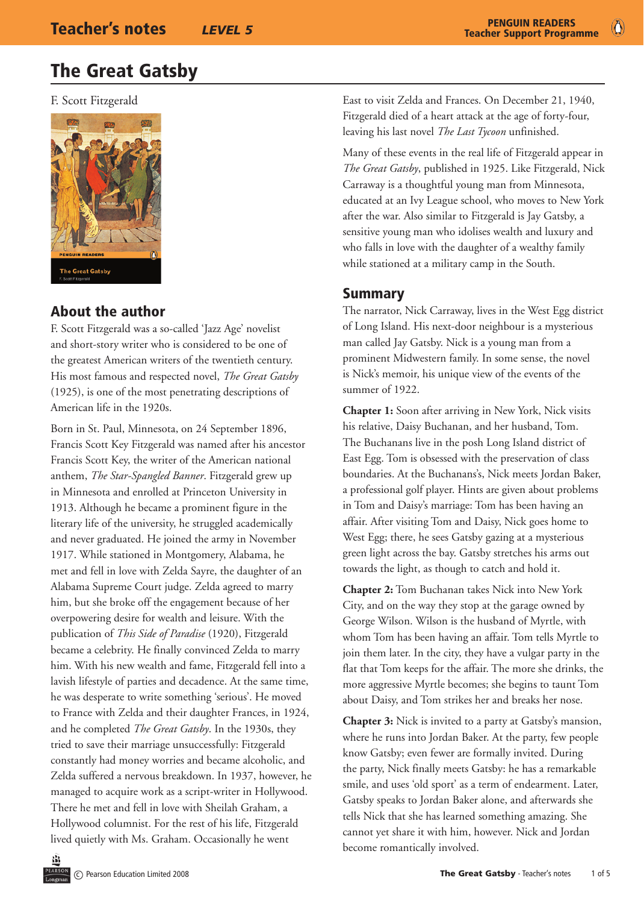# The Great Gatsby

F. Scott Fitzgerald

## About the author

F. Scott Fitzgerald was a so-called 'Jazz Age' novelist and short-story writer who is considered to be one of the greatest American writers of the twentieth century. His most famous and respected novel, *The Great Gatsby* (1925), is one of the most penetrating descriptions of American life in the 1920s.

Born in St. Paul, Minnesota, on 24 September 1896, Francis Scott Key Fitzgerald was named after his ancestor Francis Scott Key, the writer of the American national anthem, *The Star-Spangled Banner*. Fitzgerald grew up in Minnesota and enrolled at Princeton University in 1913. Although he became a prominent figure in the literary life of the university, he struggled academically and never graduated. He joined the army in November 1917. While stationed in Montgomery, Alabama, he met and fell in love with Zelda Sayre, the daughter of an Alabama Supreme Court judge. Zelda agreed to marry him, but she broke off the engagement because of her overpowering desire for wealth and leisure. With the publication of *This Side of Paradise* (1920), Fitzgerald became a celebrity. He finally convinced Zelda to marry him. With his new wealth and fame, Fitzgerald fell into a lavish lifestyle of parties and decadence. At the same time, he was desperate to write something 'serious'. He moved to France with Zelda and their daughter Frances, in 1924, and he completed *The Great Gatsby*. In the 1930s, they tried to save their marriage unsuccessfully: Fitzgerald constantly had money worries and became alcoholic, and Zelda suffered a nervous breakdown. In 1937, however, he managed to acquire work as a script-writer in Hollywood. There he met and fell in love with Sheilah Graham, a Hollywood columnist. For the rest of his life, Fitzgerald lived quietly with Ms. Graham. Occasionally he went East to visit Zelda and Frances. On December 21, 1940, Fitzgerald died of a heart attack at the age of forty-four, leaving his last novel *The Last Tycoon* unfinished.

Many of these events in the real life of Fitzgerald appear in *The Great Gatsby*, published in 1925. Like Fitzgerald, Nick Carraway is a thoughtful young man from Minnesota, educated at an Ivy League school, who moves to New York after the war. Also similar to Fitzgerald is Jay Gatsby, a sensitive young man who idolises wealth and luxury and who falls in love with the daughter of a wealthy family while stationed at a military camp in the South.

## Summary

The narrator, Nick Carraway, lives in the West Egg district of Long Island. His next-door neighbour is a mysterious man called Jay Gatsby. Nick is a young man from a prominent Midwestern family. In some sense, the novel is Nick's memoir, his unique view of the events of the summer of 1922.

**Chapter 1:** Soon after arriving in New York, Nick visits his relative, Daisy Buchanan, and her husband, Tom. The Buchanans live in the posh Long Island district of East Egg. Tom is obsessed with the preservation of class boundaries. At the Buchanans's, Nick meets Jordan Baker, a professional golf player. Hints are given about problems in Tom and Daisy's marriage: Tom has been having an affair. After visiting Tom and Daisy, Nick goes home to West Egg; there, he sees Gatsby gazing at a mysterious green light across the bay. Gatsby stretches his arms out towards the light, as though to catch and hold it.

**Chapter 2:** Tom Buchanan takes Nick into New York City, and on the way they stop at the garage owned by George Wilson. Wilson is the husband of Myrtle, with whom Tom has been having an affair. Tom tells Myrtle to join them later. In the city, they have a vulgar party in the flat that Tom keeps for the affair. The more she drinks, the more aggressive Myrtle becomes; she begins to taunt Tom about Daisy, and Tom strikes her and breaks her nose.

**Chapter 3:** Nick is invited to a party at Gatsby's mansion, where he runs into Jordan Baker. At the party, few people know Gatsby; even fewer are formally invited. During the party, Nick finally meets Gatsby: he has a remarkable smile, and uses 'old sport' as a term of endearment. Later, Gatsby speaks to Jordan Baker alone, and afterwards she tells Nick that she has learned something amazing. She cannot yet share it with him, however. Nick and Jordan become romantically involved.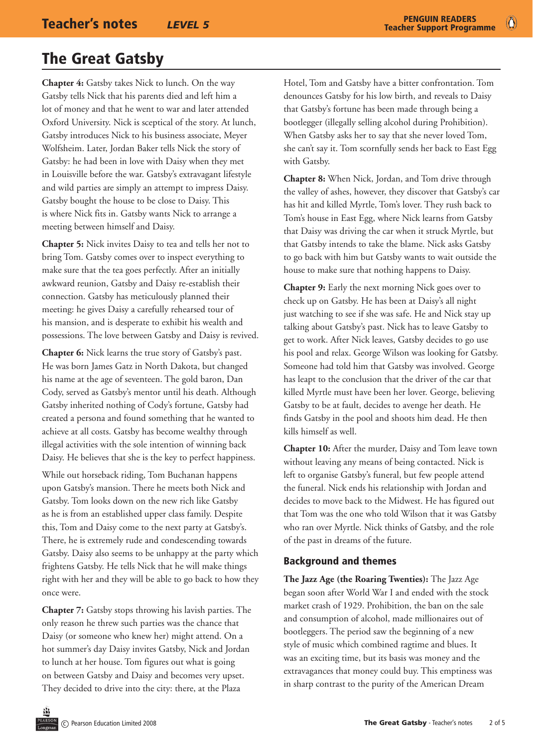# The Great Gatsby

**Chapter 4:** Gatsby takes Nick to lunch. On the way Gatsby tells Nick that his parents died and left him a lot of money and that he went to war and later attended Oxford University. Nick is sceptical of the story. At lunch, Gatsby introduces Nick to his business associate, Meyer Wolfsheim. Later, Jordan Baker tells Nick the story of Gatsby: he had been in love with Daisy when they met in Louisville before the war. Gatsby's extravagant lifestyle and wild parties are simply an attempt to impress Daisy. Gatsby bought the house to be close to Daisy. This is where Nick fits in. Gatsby wants Nick to arrange a meeting between himself and Daisy.

**Chapter 5:** Nick invites Daisy to tea and tells her not to bring Tom. Gatsby comes over to inspect everything to make sure that the tea goes perfectly. After an initially awkward reunion, Gatsby and Daisy re-establish their connection. Gatsby has meticulously planned their meeting: he gives Daisy a carefully rehearsed tour of his mansion, and is desperate to exhibit his wealth and possessions. The love between Gatsby and Daisy is revived.

**Chapter 6:** Nick learns the true story of Gatsby's past. He was born James Gatz in North Dakota, but changed his name at the age of seventeen. The gold baron, Dan Cody, served as Gatsby's mentor until his death. Although Gatsby inherited nothing of Cody's fortune, Gatsby had created a persona and found something that he wanted to achieve at all costs. Gatsby has become wealthy through illegal activities with the sole intention of winning back Daisy. He believes that she is the key to perfect happiness.

While out horseback riding, Tom Buchanan happens upon Gatsby's mansion. There he meets both Nick and Gatsby. Tom looks down on the new rich like Gatsby as he is from an established upper class family. Despite this, Tom and Daisy come to the next party at Gatsby's. There, he is extremely rude and condescending towards Gatsby. Daisy also seems to be unhappy at the party which frightens Gatsby. He tells Nick that he will make things right with her and they will be able to go back to how they once were.

**Chapter 7:** Gatsby stops throwing his lavish parties. The only reason he threw such parties was the chance that Daisy (or someone who knew her) might attend. On a hot summer's day Daisy invites Gatsby, Nick and Jordan to lunch at her house. Tom figures out what is going on between Gatsby and Daisy and becomes very upset. They decided to drive into the city: there, at the Plaza Hotel, Tom and Gatsby have a bitter confrontation. Tom denounces Gatsby for his low birth, and reveals to Daisy that Gatsby's fortune has been made through being a bootlegger (illegally selling alcohol during Prohibition). When Gatsby asks her to say that she never loved Tom, she can't say it. Tom scornfully sends her back to East Egg with Gatsby.

**Chapter 8:** When Nick, Jordan, and Tom drive through the valley of ashes, however, they discover that Gatsby's car has hit and killed Myrtle, Tom's lover. They rush back to Tom's house in East Egg, where Nick learns from Gatsby that Daisy was driving the car when it struck Myrtle, but that Gatsby intends to take the blame. Nick asks Gatsby to go back with him but Gatsby wants to wait outside the house to make sure that nothing happens to Daisy.

**Chapter 9:** Early the next morning Nick goes over to check up on Gatsby. He has been at Daisy's all night just watching to see if she was safe. He and Nick stay up talking about Gatsby's past. Nick has to leave Gatsby to get to work. After Nick leaves, Gatsby decides to go use his pool and relax. George Wilson was looking for Gatsby. Someone had told him that Gatsby was involved. George has leapt to the conclusion that the driver of the car that killed Myrtle must have been her lover. George, believing Gatsby to be at fault, decides to avenge her death. He finds Gatsby in the pool and shoots him dead. He then kills himself as well.

**Chapter 10:** After the murder, Daisy and Tom leave town without leaving any means of being contacted. Nick is left to organise Gatsby's funeral, but few people attend the funeral. Nick ends his relationship with Jordan and decides to move back to the Midwest. He has figured out that Tom was the one who told Wilson that it was Gatsby who ran over Myrtle. Nick thinks of Gatsby, and the role of the past in dreams of the future.

## Background and themes

**The Jazz Age (the Roaring Twenties):** The Jazz Age began soon after World War I and ended with the stock market crash of 1929. Prohibition, the ban on the sale and consumption of alcohol, made millionaires out of bootleggers. The period saw the beginning of a new style of music which combined ragtime and blues. It was an exciting time, but its basis was money and the extravagances that money could buy. This emptiness was in sharp contrast to the purity of the American Dream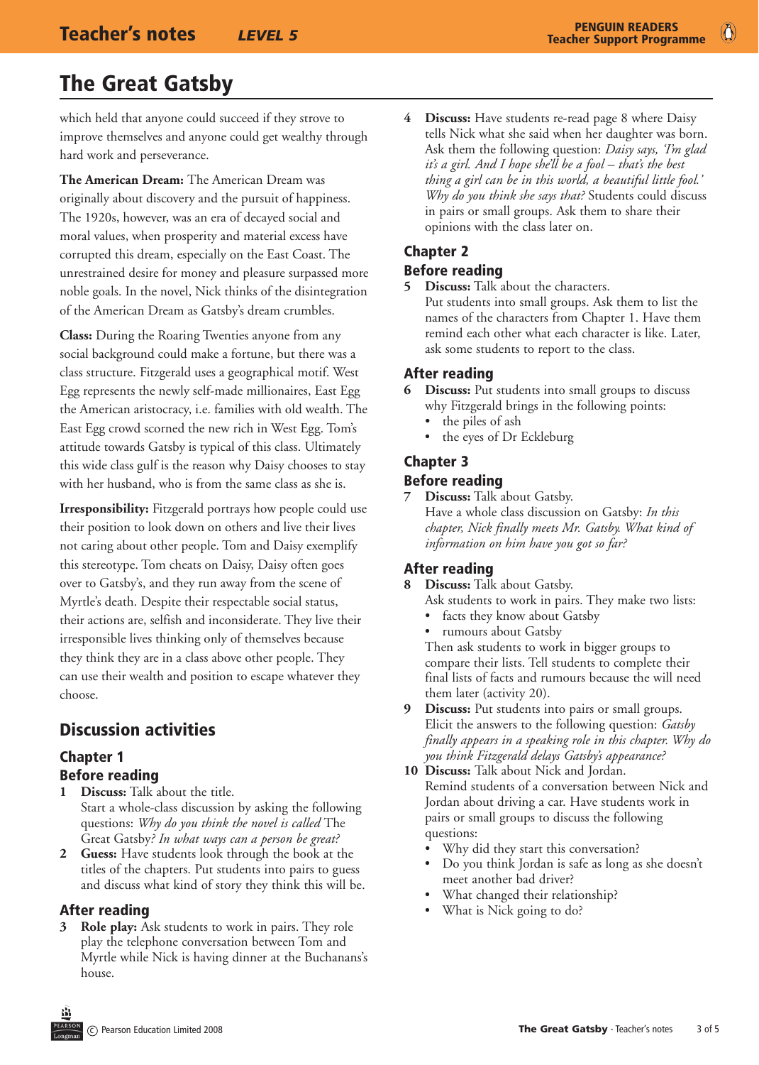# The Great Gatsby

which held that anyone could succeed if they strove to improve themselves and anyone could get wealthy through hard work and perseverance.

**The American Dream:** The American Dream was originally about discovery and the pursuit of happiness. The 1920s, however, was an era of decayed social and moral values, when prosperity and material excess have corrupted this dream, especially on the East Coast. The unrestrained desire for money and pleasure surpassed more noble goals. In the novel, Nick thinks of the disintegration of the American Dream as Gatsby's dream crumbles.

**Class:** During the Roaring Twenties anyone from any social background could make a fortune, but there was a class structure. Fitzgerald uses a geographical motif. West Egg represents the newly self-made millionaires, East Egg the American aristocracy, i.e. families with old wealth. The East Egg crowd scorned the new rich in West Egg. Tom's attitude towards Gatsby is typical of this class. Ultimately this wide class gulf is the reason why Daisy chooses to stay with her husband, who is from the same class as she is.

**Irresponsibility:** Fitzgerald portrays how people could use their position to look down on others and live their lives not caring about other people. Tom and Daisy exemplify this stereotype. Tom cheats on Daisy, Daisy often goes over to Gatsby's, and they run away from the scene of Myrtle's death. Despite their respectable social status, their actions are, selfish and inconsiderate. They live their irresponsible lives thinking only of themselves because they think they are in a class above other people. They can use their wealth and position to escape whatever they choose.

## Discussion activities

### Chapter 1

#### Before reading

1. **Discuss:** Talk about the title.
   Start a whole-class discussion by asking the following questions: *Why do you think the novel is called* The Great Gatsby*? In what ways can a person be great?*
2. **Guess:** Have students look through the book at the titles of the chapters. Put students into pairs to guess and discuss what kind of story they think this will be.

#### After reading

3. **Role play:** Ask students to work in pairs. They role play the telephone conversation between Tom and Myrtle while Nick is having dinner at the Buchanans's house.
4. **Discuss:** Have students re-read page 8 where Daisy tells Nick what she said when her daughter was born. Ask them the following question: *Daisy says, 'I'm glad it's a girl. And I hope she'll be a fool – that's the best thing a girl can be in this world, a beautiful little fool.' Why do you think she says that?* Students could discuss in pairs or small groups. Ask them to share their opinions with the class later on.

### Chapter 2

#### Before reading

5. **Discuss:** Talk about the characters.
   Put students into small groups. Ask them to list the names of the characters from Chapter 1. Have them remind each other what each character is like. Later, ask some students to report to the class.

#### After reading

6. **Discuss:** Put students into small groups to discuss why Fitzgerald brings in the following points:
   - the piles of ash
   - the eyes of Dr Eckleburg

### Chapter 3

#### Before reading

7. **Discuss:** Talk about Gatsby.
   Have a whole class discussion on Gatsby: *In this chapter, Nick finally meets Mr. Gatsby. What kind of information on him have you got so far?*

#### After reading

8. **Discuss:** Talk about Gatsby.
   Ask students to work in pairs. They make two lists:
   - facts they know about Gatsby
   - rumours about Gatsby

   Then ask students to work in bigger groups to compare their lists. Tell students to complete their final lists of facts and rumours because the will need them later (activity 20).
9. **Discuss:** Put students into pairs or small groups. Elicit the answers to the following question: *Gatsby finally appears in a speaking role in this chapter. Why do you think Fitzgerald delays Gatsby's appearance?*
10. **Discuss:** Talk about Nick and Jordan.
    Remind students of a conversation between Nick and Jordan about driving a car. Have students work in pairs or small groups to discuss the following questions:
    - Why did they start this conversation?
    - Do you think Jordan is safe as long as she doesn't meet another bad driver?
    - What changed their relationship?
    - What is Nick going to do?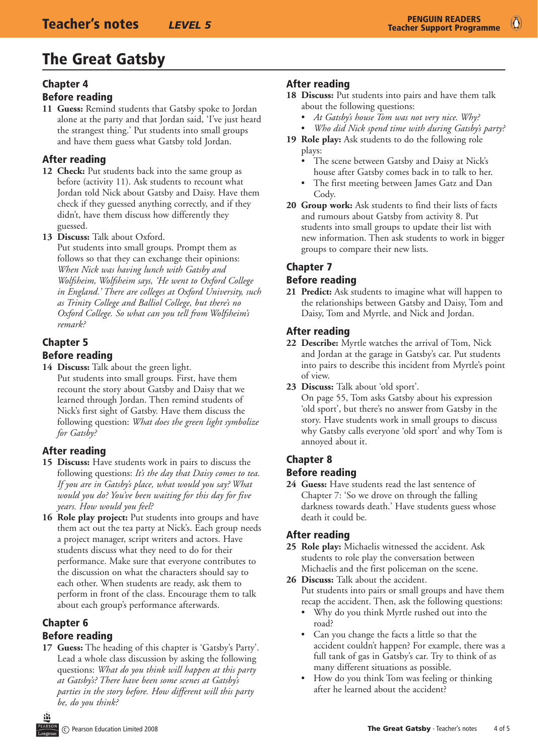# The Great Gatsby

## Chapter 4

### Before reading

**11 Guess:** Remind students that Gatsby spoke to Jordan alone at the party and that Jordan said, 'I've just heard the strangest thing.' Put students into small groups and have them guess what Gatsby told Jordan.

### After reading

**12 Check:** Put students back into the same group as before (activity 11). Ask students to recount what Jordan told Nick about Gatsby and Daisy. Have them check if they guessed anything correctly, and if they didn't, have them discuss how differently they guessed.

**13 Discuss:** Talk about Oxford.
Put students into small groups. Prompt them as follows so that they can exchange their opinions: *When Nick was having lunch with Gatsby and Wolfsheim, Wolfsheim says, 'He went to Oxford College in England.' There are colleges at Oxford University, such as Trinity College and Balliol College, but there's no Oxford College. So what can you tell from Wolfsheim's remark?*

## Chapter 5

### Before reading

**14 Discuss:** Talk about the green light.
Put students into small groups. First, have them recount the story about Gatsby and Daisy that we learned through Jordan. Then remind students of Nick's first sight of Gatsby. Have them discuss the following question: *What does the green light symbolize for Gatsby?*

### After reading

**15 Discuss:** Have students work in pairs to discuss the following questions: *It's the day that Daisy comes to tea. If you are in Gatsby's place, what would you say? What would you do? You've been waiting for this day for five years. How would you feel?*

**16 Role play project:** Put students into groups and have them act out the tea party at Nick's. Each group needs a project manager, script writers and actors. Have students discuss what they need to do for their performance. Make sure that everyone contributes to the discussion on what the characters should say to each other. When students are ready, ask them to perform in front of the class. Encourage them to talk about each group's performance afterwards.

## Chapter 6

### Before reading

**17 Guess:** The heading of this chapter is 'Gatsby's Party'. Lead a whole class discussion by asking the following questions: *What do you think will happen at this party at Gatsby's? There have been some scenes at Gatsby's parties in the story before. How different will this party be, do you think?*

### After reading

**18 Discuss:** Put students into pairs and have them talk about the following questions:

- *At Gatsby's house Tom was not very nice. Why?*
- *Who did Nick spend time with during Gatsby's party?*

**19 Role play:** Ask students to do the following role plays:

- The scene between Gatsby and Daisy at Nick's house after Gatsby comes back in to talk to her.
- The first meeting between James Gatz and Dan Cody.

**20 Group work:** Ask students to find their lists of facts and rumours about Gatsby from activity 8. Put students into small groups to update their list with new information. Then ask students to work in bigger groups to compare their new lists.

## Chapter 7

### Before reading

**21 Predict:** Ask students to imagine what will happen to the relationships between Gatsby and Daisy, Tom and Daisy, Tom and Myrtle, and Nick and Jordan.

### After reading

**22 Describe:** Myrtle watches the arrival of Tom, Nick and Jordan at the garage in Gatsby's car. Put students into pairs to describe this incident from Myrtle's point of view.

**23 Discuss:** Talk about 'old sport'.
On page 55, Tom asks Gatsby about his expression 'old sport', but there's no answer from Gatsby in the story. Have students work in small groups to discuss why Gatsby calls everyone 'old sport' and why Tom is annoyed about it.

## Chapter 8

### Before reading

**24 Guess:** Have students read the last sentence of Chapter 7: 'So we drove on through the falling darkness towards death.' Have students guess whose death it could be.

### After reading

**25 Role play:** Michaelis witnessed the accident. Ask students to role play the conversation between Michaelis and the first policeman on the scene.

**26 Discuss:** Talk about the accident.
Put students into pairs or small groups and have them recap the accident. Then, ask the following questions:

- Why do you think Myrtle rushed out into the road?
- Can you change the facts a little so that the accident couldn't happen? For example, there was a full tank of gas in Gatsby's car. Try to think of as many different situations as possible.
- How do you think Tom was feeling or thinking after he learned about the accident?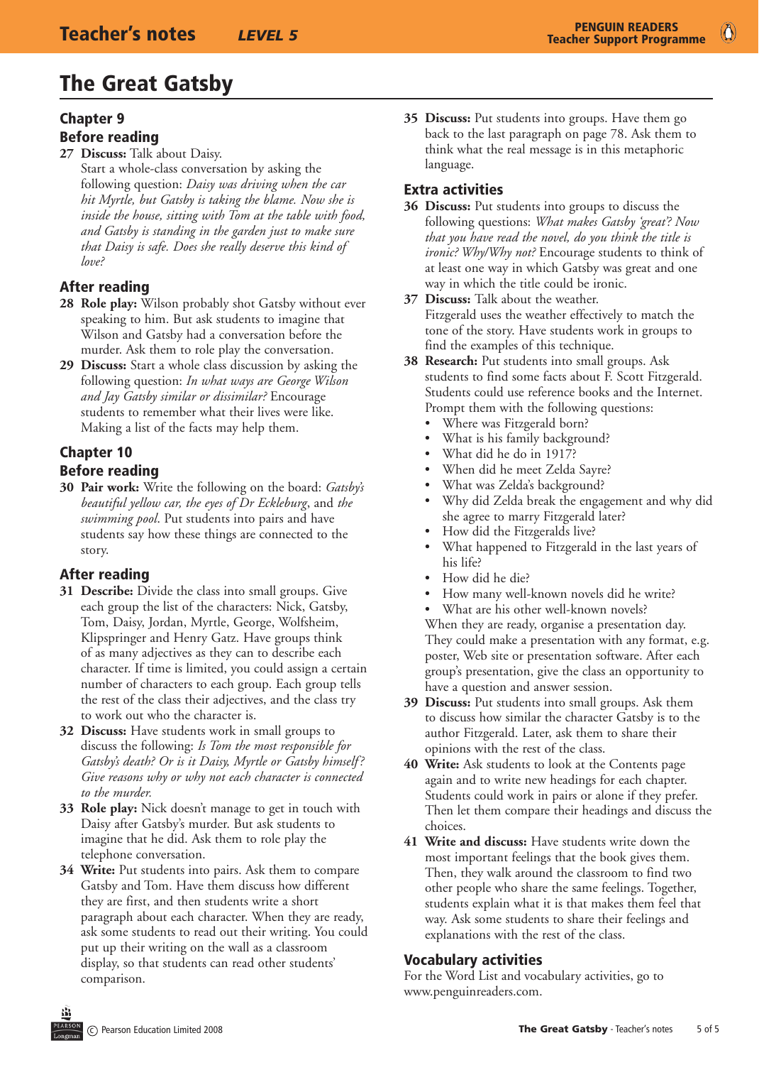# The Great Gatsby

## Chapter 9

### Before reading

27 **Discuss:** Talk about Daisy.
Start a whole-class conversation by asking the following question: *Daisy was driving when the car hit Myrtle, but Gatsby is taking the blame. Now she is inside the house, sitting with Tom at the table with food, and Gatsby is standing in the garden just to make sure that Daisy is safe. Does she really deserve this kind of love?*

### After reading

28 **Role play:** Wilson probably shot Gatsby without ever speaking to him. But ask students to imagine that Wilson and Gatsby had a conversation before the murder. Ask them to role play the conversation.

29 **Discuss:** Start a whole class discussion by asking the following question: *In what ways are George Wilson and Jay Gatsby similar or dissimilar?* Encourage students to remember what their lives were like. Making a list of the facts may help them.

## Chapter 10

### Before reading

30 **Pair work:** Write the following on the board: *Gatsby's beautiful yellow car, the eyes of Dr Eckleburg*, and *the swimming pool*. Put students into pairs and have students say how these things are connected to the story.

### After reading

31 **Describe:** Divide the class into small groups. Give each group the list of the characters: Nick, Gatsby, Tom, Daisy, Jordan, Myrtle, George, Wolfsheim, Klipspringer and Henry Gatz. Have groups think of as many adjectives as they can to describe each character. If time is limited, you could assign a certain number of characters to each group. Each group tells the rest of the class their adjectives, and the class try to work out who the character is.

32 **Discuss:** Have students work in small groups to discuss the following: *Is Tom the most responsible for Gatsby's death? Or is it Daisy, Myrtle or Gatsby himself? Give reasons why or why not each character is connected to the murder.*

33 **Role play:** Nick doesn't manage to get in touch with Daisy after Gatsby's murder. But ask students to imagine that he did. Ask them to role play the telephone conversation.

34 **Write:** Put students into pairs. Ask them to compare Gatsby and Tom. Have them discuss how different they are first, and then students write a short paragraph about each character. When they are ready, ask some students to read out their writing. You could put up their writing on the wall as a classroom display, so that students can read other students' comparison.

35 **Discuss:** Put students into groups. Have them go back to the last paragraph on page 78. Ask them to think what the real message is in this metaphoric language.

## Extra activities

36 **Discuss:** Put students into groups to discuss the following questions: *What makes Gatsby 'great'? Now that you have read the novel, do you think the title is ironic? Why/Why not?* Encourage students to think of at least one way in which Gatsby was great and one way in which the title could be ironic.

37 **Discuss:** Talk about the weather.
Fitzgerald uses the weather effectively to match the tone of the story. Have students work in groups to find the examples of this technique.

38 **Research:** Put students into small groups. Ask students to find some facts about F. Scott Fitzgerald. Students could use reference books and the Internet. Prompt them with the following questions:
- Where was Fitzgerald born?
- What is his family background?
- What did he do in 1917?
- When did he meet Zelda Sayre?
- What was Zelda's background?
- Why did Zelda break the engagement and why did she agree to marry Fitzgerald later?
- How did the Fitzgeralds live?
- What happened to Fitzgerald in the last years of his life?
- How did he die?
- How many well-known novels did he write?
- What are his other well-known novels?

When they are ready, organise a presentation day. They could make a presentation with any format, e.g. poster, Web site or presentation software. After each group's presentation, give the class an opportunity to have a question and answer session.

39 **Discuss:** Put students into small groups. Ask them to discuss how similar the character Gatsby is to the author Fitzgerald. Later, ask them to share their opinions with the rest of the class.

40 **Write:** Ask students to look at the Contents page again and to write new headings for each chapter. Students could work in pairs or alone if they prefer. Then let them compare their headings and discuss the choices.

41 **Write and discuss:** Have students write down the most important feelings that the book gives them. Then, they walk around the classroom to find two other people who share the same feelings. Together, students explain what it is that makes them feel that way. Ask some students to share their feelings and explanations with the rest of the class.

## Vocabulary activities

For the Word List and vocabulary activities, go to www.penguinreaders.com.

© Pearson Education Limited 2008